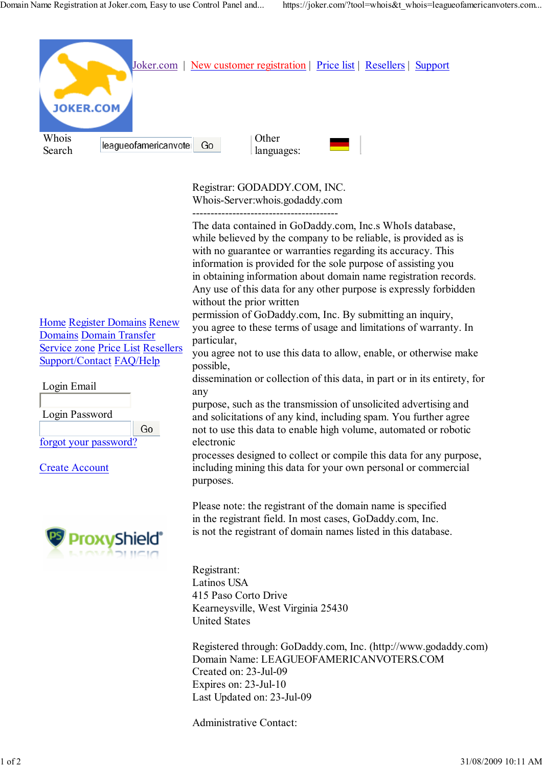Joker.com | New customer registration | Price list | Resellers | Support

Whois Search leagueofamericanvote Go

Other languages:

Home Register Domains Renew Domains Domain Transfer Service zone Price List Resellers Support/Contact FAQ/Help

Login Email

Login Password

Go

forgot your password?

Create Account

ProxyShield

Registrar: GODADDY.COM, INC.
Whois-Server:whois.godaddy.com
----------------------------------------
The data contained in GoDaddy.com, Inc.s WhoIs database, while believed by the company to be reliable, is provided as is with no guarantee or warranties regarding its accuracy. This information is provided for the sole purpose of assisting you in obtaining information about domain name registration records. Any use of this data for any other purpose is expressly forbidden without the prior written permission of GoDaddy.com, Inc. By submitting an inquiry, you agree to these terms of usage and limitations of warranty. In particular, you agree not to use this data to allow, enable, or otherwise make possible, dissemination or collection of this data, in part or in its entirety, for any purpose, such as the transmission of unsolicited advertising and and solicitations of any kind, including spam. You further agree not to use this data to enable high volume, automated or robotic electronic processes designed to collect or compile this data for any purpose, including mining this data for your own personal or commercial purposes.

Please note: the registrant of the domain name is specified in the registrant field. In most cases, GoDaddy.com, Inc. is not the registrant of domain names listed in this database.

Registrant:
Latinos USA
415 Paso Corto Drive
Kearneysville, West Virginia 25430
United States

Registered through: GoDaddy.com, Inc. (http://www.godaddy.com)
Domain Name: LEAGUEOFAMERICANVOTERS.COM
Created on: 23-Jul-09
Expires on: 23-Jul-10
Last Updated on: 23-Jul-09

Administrative Contact: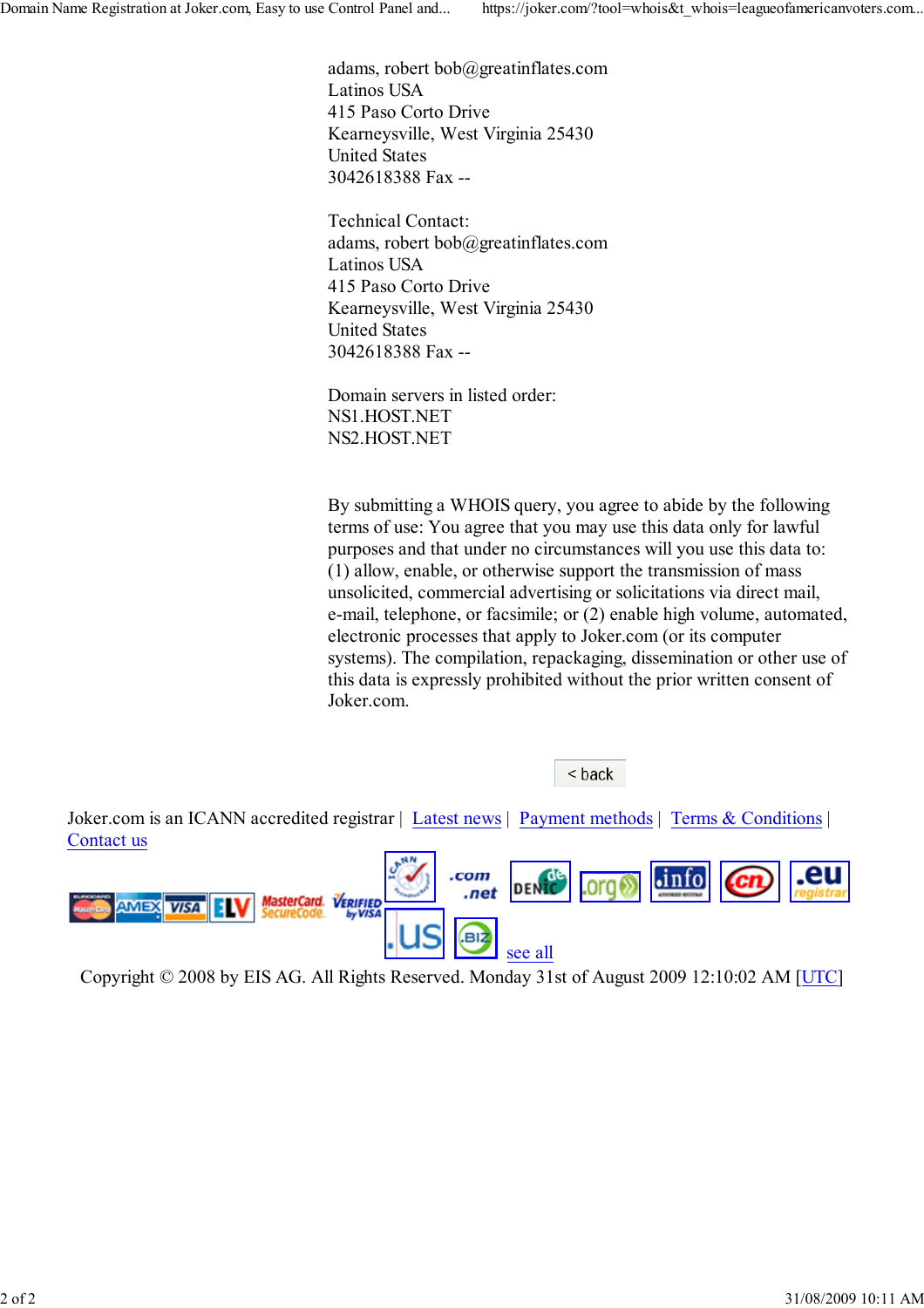adams, robert bob@greatinflates.com
Latinos USA
415 Paso Corto Drive
Kearneysville, West Virginia 25430
United States
3042618388 Fax --

Technical Contact:
adams, robert bob@greatinflates.com
Latinos USA
415 Paso Corto Drive
Kearneysville, West Virginia 25430
United States
3042618388 Fax --

Domain servers in listed order:
NS1.HOST.NET
NS2.HOST.NET

By submitting a WHOIS query, you agree to abide by the following terms of use: You agree that you may use this data only for lawful purposes and that under no circumstances will you use this data to: (1) allow, enable, or otherwise support the transmission of mass unsolicited, commercial advertising or solicitations via direct mail, e-mail, telephone, or facsimile; or (2) enable high volume, automated, electronic processes that apply to Joker.com (or its computer systems). The compilation, repackaging, dissemination or other use of this data is expressly prohibited without the prior written consent of Joker.com.

< back

Joker.com is an ICANN accredited registrar | Latest news | Payment methods | Terms & Conditions | Contact us

see all

Copyright © 2008 by EIS AG. All Rights Reserved. Monday 31st of August 2009 12:10:02 AM [UTC]